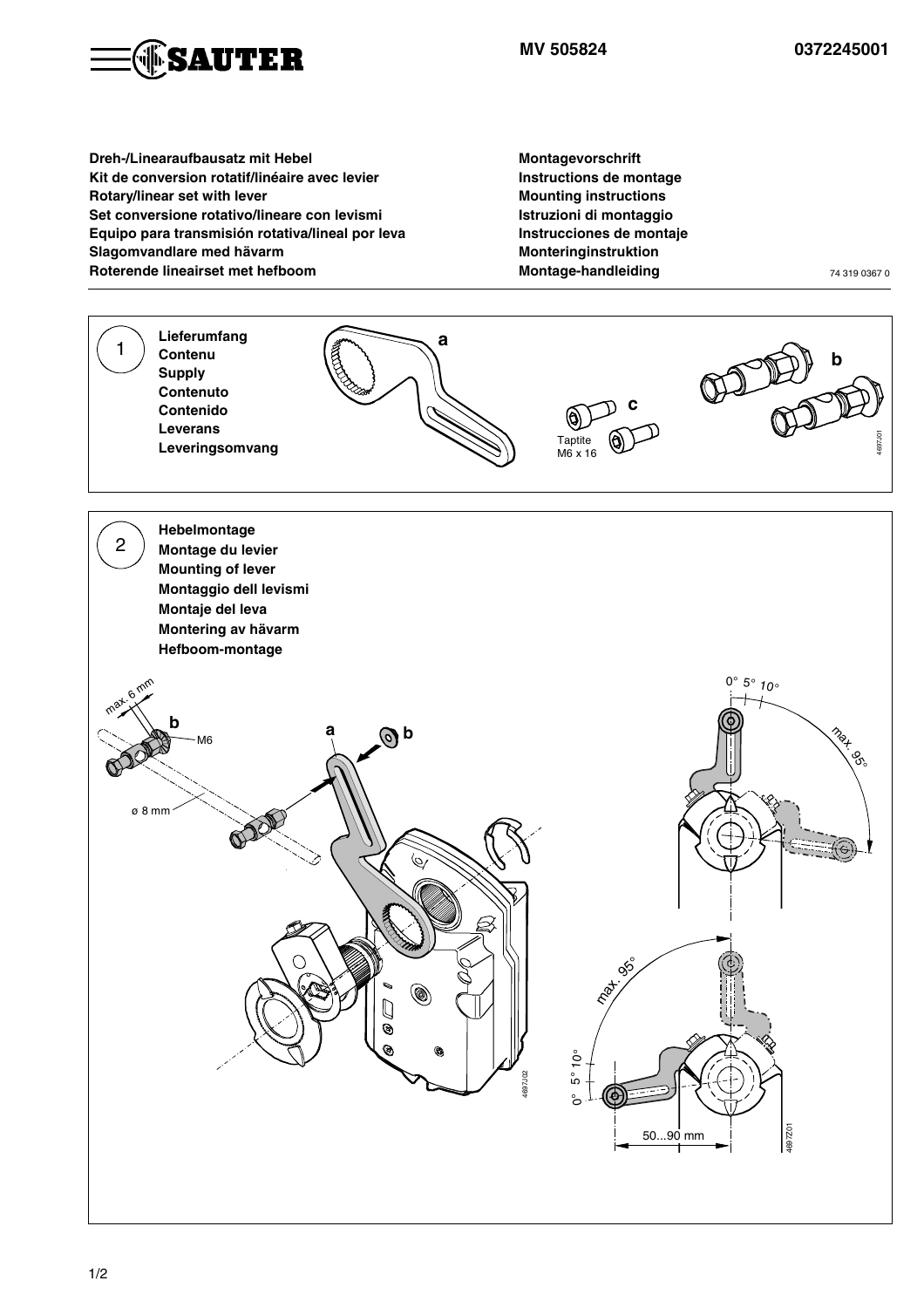**MV 505824** **0372245001**

**Dreh-/Linearaufbausatz mit Hebel**
**Kit de conversion rotatif/linéaire avec levier**
**Rotary/linear set with lever**
**Set conversione rotativo/lineare con levismi**
**Equipo para transmisión rotativa/lineal por leva**
**Slagomvandlare med hävarm**
**Roterende lineairset met hefboom**

**Montagevorschrift**
**Instructions de montage**
**Mounting instructions**
**Istruzioni di montaggio**
**Instrucciones de montaje**
**Monteringinstruktion**
**Montage-handleiding**

74 319 0367 0

## 1

**Lieferumfang**
**Contenu**
**Supply**
**Contenuto**
**Contenido**
**Leverans**
**Leveringsomvang**

a

b

c

Taptite
M6 x 16

4697J01

## 2

**Hebelmontage**
**Montage du levier**
**Mounting of lever**
**Montaggio dell levismi**
**Montaje del leva**
**Montering av hävarm**
**Hefboom-montage**

max. 6 mm

b

M6

a

b

ø 8 mm

4697J02

0° 5° 10°

max. 95°

0° 5° 10°

max. 95°

50...90 mm

4697Z01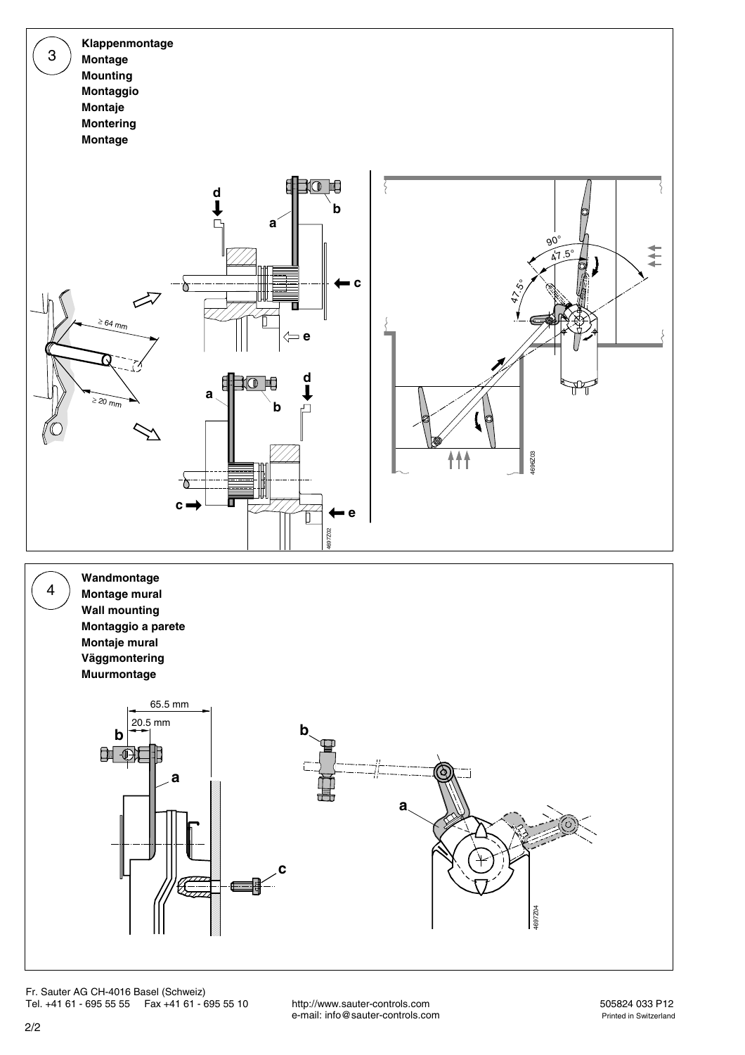3

**Klappenmontage**
**Montage**
**Mounting**
**Montaggio**
**Montaje**
**Montering**
**Montage**

d
a
b
c
e
≥ 64 mm
≥ 20 mm
a
b
d
c
e
4697Z02

90°
47.5°
47.5°
4696Z03

4

**Wandmontage**
**Montage mural**
**Wall mounting**
**Montaggio a parete**
**Montaje mural**
**Väggmontering**
**Muurmontage**

65.5 mm
20.5 mm
b
a
c
b
a
4697Z04

Fr. Sauter AG CH-4016 Basel (Schweiz)
Tel. +41 61 - 695 55 55 Fax +41 61 - 695 55 10

http://www.sauter-controls.com
e-mail: info@sauter-controls.com

505824 033 P12
Printed in Switzerland